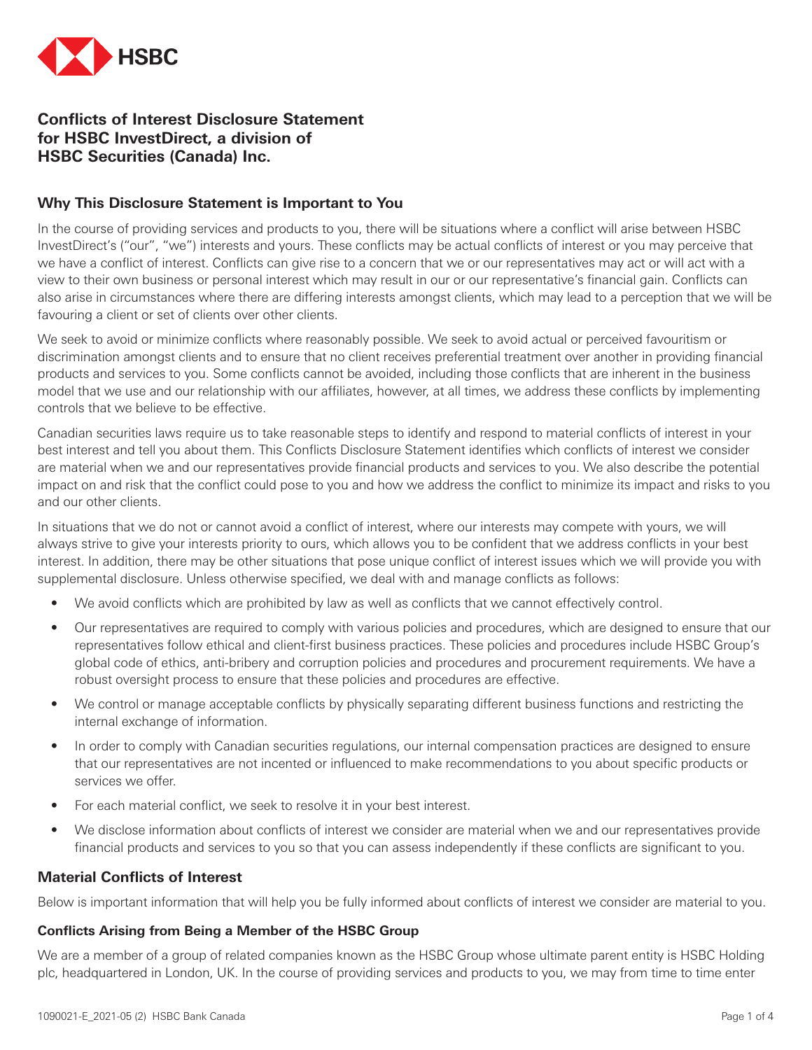# Conflicts of Interest Disclosure Statement for HSBC InvestDirect, a division of HSBC Securities (Canada) Inc.

## Why This Disclosure Statement is Important to You

In the course of providing services and products to you, there will be situations where a conflict will arise between HSBC InvestDirect's ("our", "we") interests and yours. These conflicts may be actual conflicts of interest or you may perceive that we have a conflict of interest. Conflicts can give rise to a concern that we or our representatives may act or will act with a view to their own business or personal interest which may result in our or our representative's financial gain. Conflicts can also arise in circumstances where there are differing interests amongst clients, which may lead to a perception that we will be favouring a client or set of clients over other clients.

We seek to avoid or minimize conflicts where reasonably possible. We seek to avoid actual or perceived favouritism or discrimination amongst clients and to ensure that no client receives preferential treatment over another in providing financial products and services to you. Some conflicts cannot be avoided, including those conflicts that are inherent in the business model that we use and our relationship with our affiliates, however, at all times, we address these conflicts by implementing controls that we believe to be effective.

Canadian securities laws require us to take reasonable steps to identify and respond to material conflicts of interest in your best interest and tell you about them. This Conflicts Disclosure Statement identifies which conflicts of interest we consider are material when we and our representatives provide financial products and services to you. We also describe the potential impact on and risk that the conflict could pose to you and how we address the conflict to minimize its impact and risks to you and our other clients.

In situations that we do not or cannot avoid a conflict of interest, where our interests may compete with yours, we will always strive to give your interests priority to ours, which allows you to be confident that we address conflicts in your best interest. In addition, there may be other situations that pose unique conflict of interest issues which we will provide you with supplemental disclosure. Unless otherwise specified, we deal with and manage conflicts as follows:

- We avoid conflicts which are prohibited by law as well as conflicts that we cannot effectively control.
- Our representatives are required to comply with various policies and procedures, which are designed to ensure that our representatives follow ethical and client-first business practices. These policies and procedures include HSBC Group's global code of ethics, anti-bribery and corruption policies and procedures and procurement requirements. We have a robust oversight process to ensure that these policies and procedures are effective.
- We control or manage acceptable conflicts by physically separating different business functions and restricting the internal exchange of information.
- In order to comply with Canadian securities regulations, our internal compensation practices are designed to ensure that our representatives are not incented or influenced to make recommendations to you about specific products or services we offer.
- For each material conflict, we seek to resolve it in your best interest.
- We disclose information about conflicts of interest we consider are material when we and our representatives provide financial products and services to you so that you can assess independently if these conflicts are significant to you.

## Material Conflicts of Interest

Below is important information that will help you be fully informed about conflicts of interest we consider are material to you.

### Conflicts Arising from Being a Member of the HSBC Group

We are a member of a group of related companies known as the HSBC Group whose ultimate parent entity is HSBC Holding plc, headquartered in London, UK. In the course of providing services and products to you, we may from time to time enter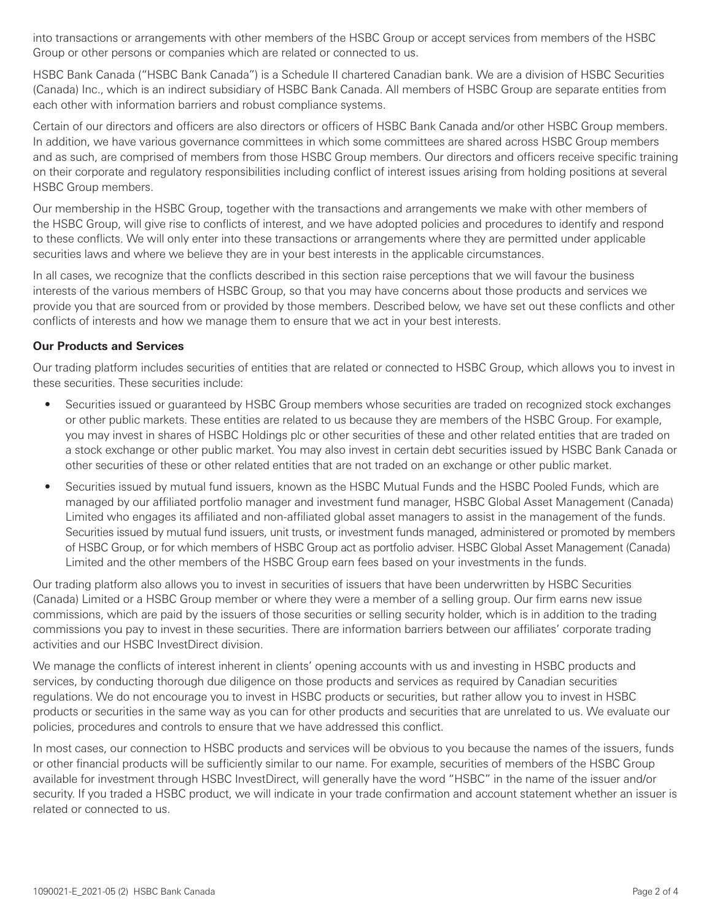into transactions or arrangements with other members of the HSBC Group or accept services from members of the HSBC Group or other persons or companies which are related or connected to us.

HSBC Bank Canada ("HSBC Bank Canada") is a Schedule II chartered Canadian bank. We are a division of HSBC Securities (Canada) Inc., which is an indirect subsidiary of HSBC Bank Canada. All members of HSBC Group are separate entities from each other with information barriers and robust compliance systems.

Certain of our directors and officers are also directors or officers of HSBC Bank Canada and/or other HSBC Group members. In addition, we have various governance committees in which some committees are shared across HSBC Group members and as such, are comprised of members from those HSBC Group members. Our directors and officers receive specific training on their corporate and regulatory responsibilities including conflict of interest issues arising from holding positions at several HSBC Group members.

Our membership in the HSBC Group, together with the transactions and arrangements we make with other members of the HSBC Group, will give rise to conflicts of interest, and we have adopted policies and procedures to identify and respond to these conflicts. We will only enter into these transactions or arrangements where they are permitted under applicable securities laws and where we believe they are in your best interests in the applicable circumstances.

In all cases, we recognize that the conflicts described in this section raise perceptions that we will favour the business interests of the various members of HSBC Group, so that you may have concerns about those products and services we provide you that are sourced from or provided by those members. Described below, we have set out these conflicts and other conflicts of interests and how we manage them to ensure that we act in your best interests.

**Our Products and Services**

Our trading platform includes securities of entities that are related or connected to HSBC Group, which allows you to invest in these securities. These securities include:

- Securities issued or guaranteed by HSBC Group members whose securities are traded on recognized stock exchanges or other public markets. These entities are related to us because they are members of the HSBC Group. For example, you may invest in shares of HSBC Holdings plc or other securities of these and other related entities that are traded on a stock exchange or other public market. You may also invest in certain debt securities issued by HSBC Bank Canada or other securities of these or other related entities that are not traded on an exchange or other public market.
- Securities issued by mutual fund issuers, known as the HSBC Mutual Funds and the HSBC Pooled Funds, which are managed by our affiliated portfolio manager and investment fund manager, HSBC Global Asset Management (Canada) Limited who engages its affiliated and non-affiliated global asset managers to assist in the management of the funds. Securities issued by mutual fund issuers, unit trusts, or investment funds managed, administered or promoted by members of HSBC Group, or for which members of HSBC Group act as portfolio adviser. HSBC Global Asset Management (Canada) Limited and the other members of the HSBC Group earn fees based on your investments in the funds.

Our trading platform also allows you to invest in securities of issuers that have been underwritten by HSBC Securities (Canada) Limited or a HSBC Group member or where they were a member of a selling group. Our firm earns new issue commissions, which are paid by the issuers of those securities or selling security holder, which is in addition to the trading commissions you pay to invest in these securities. There are information barriers between our affiliates' corporate trading activities and our HSBC InvestDirect division.

We manage the conflicts of interest inherent in clients' opening accounts with us and investing in HSBC products and services, by conducting thorough due diligence on those products and services as required by Canadian securities regulations. We do not encourage you to invest in HSBC products or securities, but rather allow you to invest in HSBC products or securities in the same way as you can for other products and securities that are unrelated to us. We evaluate our policies, procedures and controls to ensure that we have addressed this conflict.

In most cases, our connection to HSBC products and services will be obvious to you because the names of the issuers, funds or other financial products will be sufficiently similar to our name. For example, securities of members of the HSBC Group available for investment through HSBC InvestDirect, will generally have the word "HSBC" in the name of the issuer and/or security. If you traded a HSBC product, we will indicate in your trade confirmation and account statement whether an issuer is related or connected to us.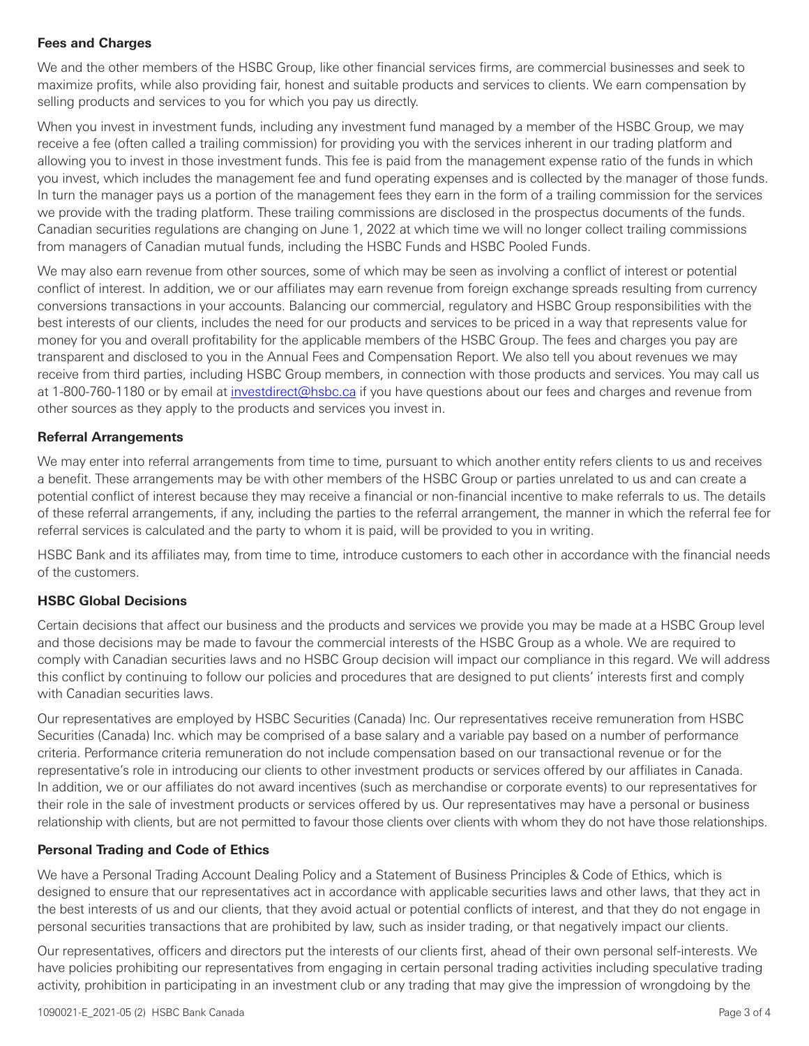**Fees and Charges**

We and the other members of the HSBC Group, like other financial services firms, are commercial businesses and seek to maximize profits, while also providing fair, honest and suitable products and services to clients. We earn compensation by selling products and services to you for which you pay us directly.

When you invest in investment funds, including any investment fund managed by a member of the HSBC Group, we may receive a fee (often called a trailing commission) for providing you with the services inherent in our trading platform and allowing you to invest in those investment funds. This fee is paid from the management expense ratio of the funds in which you invest, which includes the management fee and fund operating expenses and is collected by the manager of those funds. In turn the manager pays us a portion of the management fees they earn in the form of a trailing commission for the services we provide with the trading platform. These trailing commissions are disclosed in the prospectus documents of the funds. Canadian securities regulations are changing on June 1, 2022 at which time we will no longer collect trailing commissions from managers of Canadian mutual funds, including the HSBC Funds and HSBC Pooled Funds.

We may also earn revenue from other sources, some of which may be seen as involving a conflict of interest or potential conflict of interest. In addition, we or our affiliates may earn revenue from foreign exchange spreads resulting from currency conversions transactions in your accounts. Balancing our commercial, regulatory and HSBC Group responsibilities with the best interests of our clients, includes the need for our products and services to be priced in a way that represents value for money for you and overall profitability for the applicable members of the HSBC Group. The fees and charges you pay are transparent and disclosed to you in the Annual Fees and Compensation Report. We also tell you about revenues we may receive from third parties, including HSBC Group members, in connection with those products and services. You may call us at 1-800-760-1180 or by email at investdirect@hsbc.ca if you have questions about our fees and charges and revenue from other sources as they apply to the products and services you invest in.

**Referral Arrangements**

We may enter into referral arrangements from time to time, pursuant to which another entity refers clients to us and receives a benefit. These arrangements may be with other members of the HSBC Group or parties unrelated to us and can create a potential conflict of interest because they may receive a financial or non-financial incentive to make referrals to us. The details of these referral arrangements, if any, including the parties to the referral arrangement, the manner in which the referral fee for referral services is calculated and the party to whom it is paid, will be provided to you in writing.

HSBC Bank and its affiliates may, from time to time, introduce customers to each other in accordance with the financial needs of the customers.

**HSBC Global Decisions**

Certain decisions that affect our business and the products and services we provide you may be made at a HSBC Group level and those decisions may be made to favour the commercial interests of the HSBC Group as a whole. We are required to comply with Canadian securities laws and no HSBC Group decision will impact our compliance in this regard. We will address this conflict by continuing to follow our policies and procedures that are designed to put clients' interests first and comply with Canadian securities laws.

Our representatives are employed by HSBC Securities (Canada) Inc. Our representatives receive remuneration from HSBC Securities (Canada) Inc. which may be comprised of a base salary and a variable pay based on a number of performance criteria. Performance criteria remuneration do not include compensation based on our transactional revenue or for the representative's role in introducing our clients to other investment products or services offered by our affiliates in Canada. In addition, we or our affiliates do not award incentives (such as merchandise or corporate events) to our representatives for their role in the sale of investment products or services offered by us. Our representatives may have a personal or business relationship with clients, but are not permitted to favour those clients over clients with whom they do not have those relationships.

**Personal Trading and Code of Ethics**

We have a Personal Trading Account Dealing Policy and a Statement of Business Principles & Code of Ethics, which is designed to ensure that our representatives act in accordance with applicable securities laws and other laws, that they act in the best interests of us and our clients, that they avoid actual or potential conflicts of interest, and that they do not engage in personal securities transactions that are prohibited by law, such as insider trading, or that negatively impact our clients.

Our representatives, officers and directors put the interests of our clients first, ahead of their own personal self-interests. We have policies prohibiting our representatives from engaging in certain personal trading activities including speculative trading activity, prohibition in participating in an investment club or any trading that may give the impression of wrongdoing by the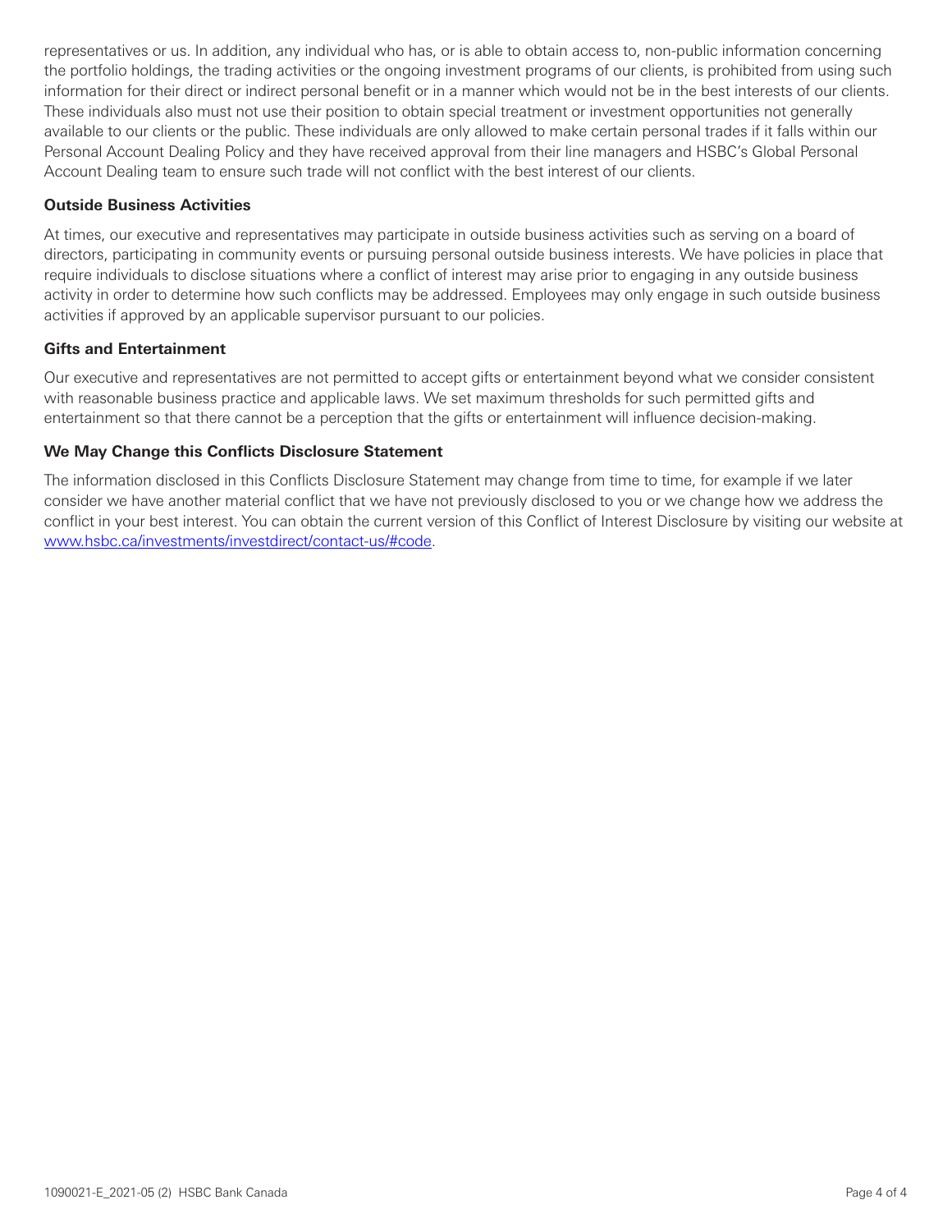representatives or us. In addition, any individual who has, or is able to obtain access to, non-public information concerning the portfolio holdings, the trading activities or the ongoing investment programs of our clients, is prohibited from using such information for their direct or indirect personal benefit or in a manner which would not be in the best interests of our clients. These individuals also must not use their position to obtain special treatment or investment opportunities not generally available to our clients or the public. These individuals are only allowed to make certain personal trades if it falls within our Personal Account Dealing Policy and they have received approval from their line managers and HSBC's Global Personal Account Dealing team to ensure such trade will not conflict with the best interest of our clients.

**Outside Business Activities**

At times, our executive and representatives may participate in outside business activities such as serving on a board of directors, participating in community events or pursuing personal outside business interests. We have policies in place that require individuals to disclose situations where a conflict of interest may arise prior to engaging in any outside business activity in order to determine how such conflicts may be addressed. Employees may only engage in such outside business activities if approved by an applicable supervisor pursuant to our policies.

**Gifts and Entertainment**

Our executive and representatives are not permitted to accept gifts or entertainment beyond what we consider consistent with reasonable business practice and applicable laws. We set maximum thresholds for such permitted gifts and entertainment so that there cannot be a perception that the gifts or entertainment will influence decision-making.

**We May Change this Conflicts Disclosure Statement**

The information disclosed in this Conflicts Disclosure Statement may change from time to time, for example if we later consider we have another material conflict that we have not previously disclosed to you or we change how we address the conflict in your best interest. You can obtain the current version of this Conflict of Interest Disclosure by visiting our website at [www.hsbc.ca/investments/investdirect/contact-us/#code](www.hsbc.ca/investments/investdirect/contact-us/#code).

1090021-E_2021-05 (2) HSBC Bank Canada